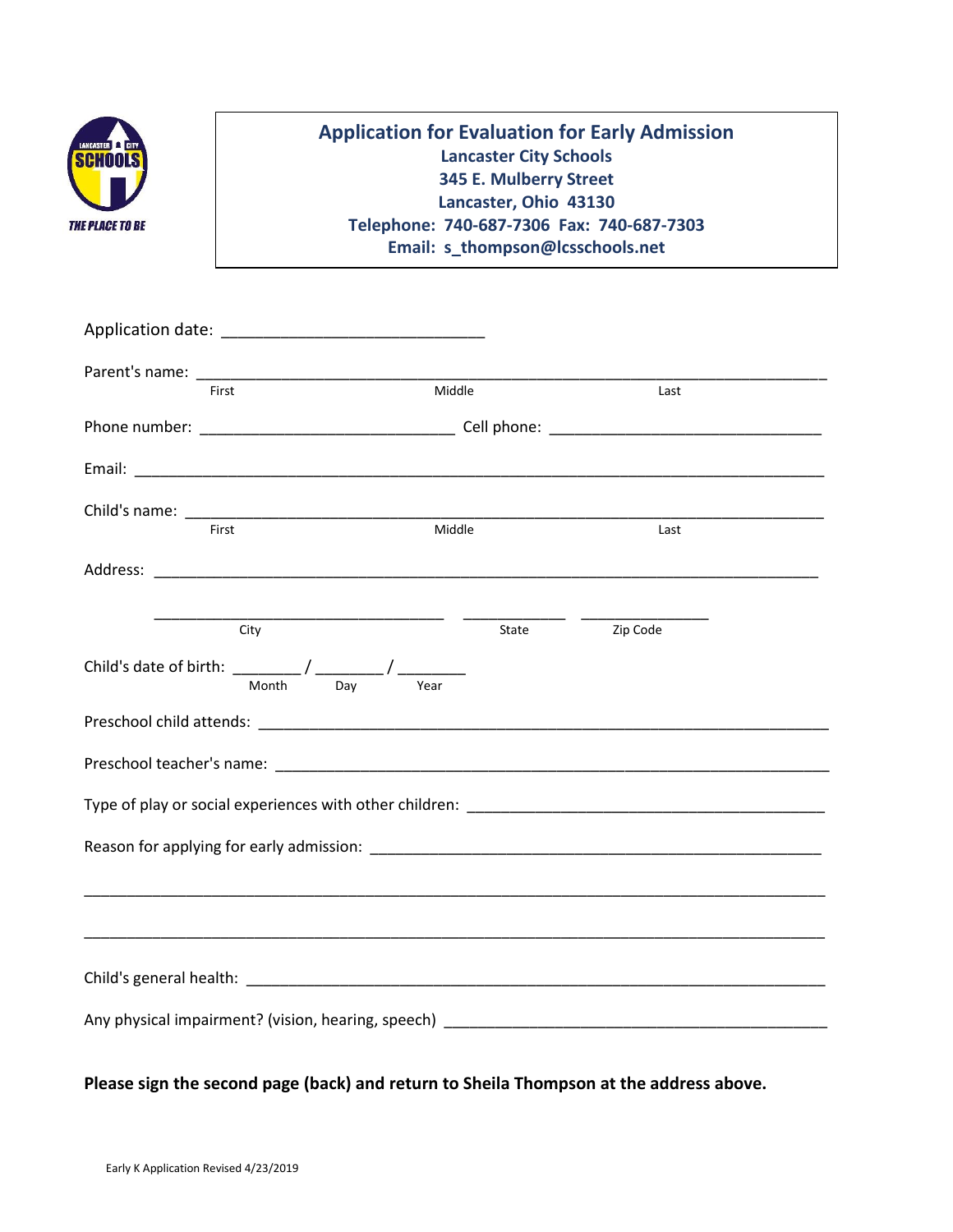LANCASTER CITY SCHOOLS

THE PLACE TO BE

# Application for Evaluation for Early Admission

**Lancaster City Schools**
**345 E. Mulberry Street**
**Lancaster, Ohio 43130**
**Telephone: 740-687-7306 Fax: 740-687-7303**
**Email: s_thompson@lcsschools.net**

Application date: ____________________________

Parent's name: ______________________________________________________________________
First Middle Last

Phone number: ____________________________ Cell phone: ______________________________

Email: _____________________________________________________________________________

Child's name: _______________________________________________________________________
First Middle Last

Address: ___________________________________________________________________________

________________________________ ____________ ______________
City State Zip Code

Child's date of birth: _______ / _______ / _______
Month Day Year

Preschool child attends: ________________________________________________________________

Preschool teacher's name: _______________________________________________________________

Type of play or social experiences with other children: ________________________________________

Reason for applying for early admission: ___________________________________________________

_____________________________________________________________________________________

_____________________________________________________________________________________

Child's general health: __________________________________________________________________

Any physical impairment? (vision, hearing, speech) __________________________________________

**Please sign the second page (back) and return to Sheila Thompson at the address above.**

Early K Application Revised 4/23/2019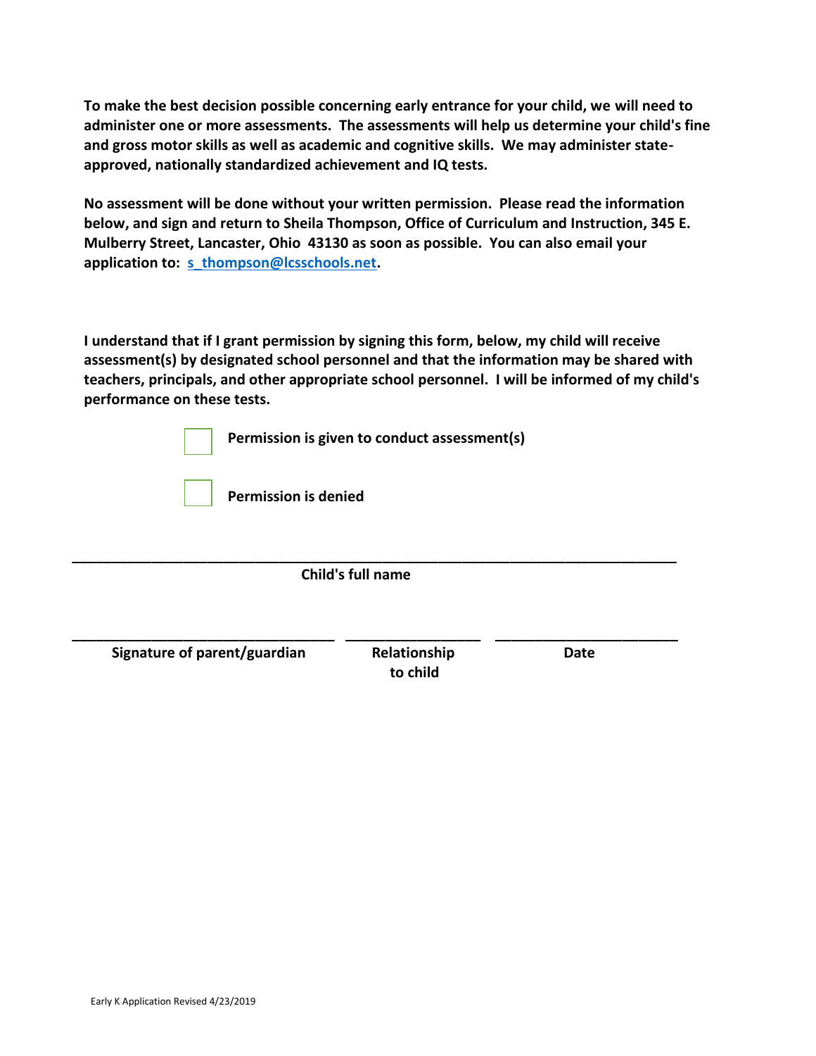**To make the best decision possible concerning early entrance for your child, we will need to administer one or more assessments. The assessments will help us determine your child's fine and gross motor skills as well as academic and cognitive skills. We may administer state-approved, nationally standardized achievement and IQ tests.**

**No assessment will be done without your written permission. Please read the information below, and sign and return to Sheila Thompson, Office of Curriculum and Instruction, 345 E. Mulberry Street, Lancaster, Ohio 43130 as soon as possible. You can also email your application to: s_thompson@lcsschools.net.**

**I understand that if I grant permission by signing this form, below, my child will receive assessment(s) by designated school personnel and that the information may be shared with teachers, principals, and other appropriate school personnel. I will be informed of my child's performance on these tests.**

☐ **Permission is given to conduct assessment(s)**

☐ **Permission is denied**

\_\_\_\_\_\_\_\_\_\_\_\_\_\_\_\_\_\_\_\_\_\_\_\_\_\_\_\_\_\_\_\_\_\_\_\_\_\_\_\_\_\_\_\_\_\_\_\_\_\_\_\_\_\_\_\_\_\_\_\_\_\_\_\_\_\_\_\_\_\_

**Child's full name**

\_\_\_\_\_\_\_\_\_\_\_\_\_\_\_\_\_\_\_\_\_\_\_\_\_\_\_\_\_\_\_\_ \_\_\_\_\_\_\_\_\_\_\_\_\_\_\_\_ \_\_\_\_\_\_\_\_\_\_\_\_\_\_\_\_\_\_\_\_\_\_

**Signature of parent/guardian** **Relationship to child** **Date**

Early K Application Revised 4/23/2019